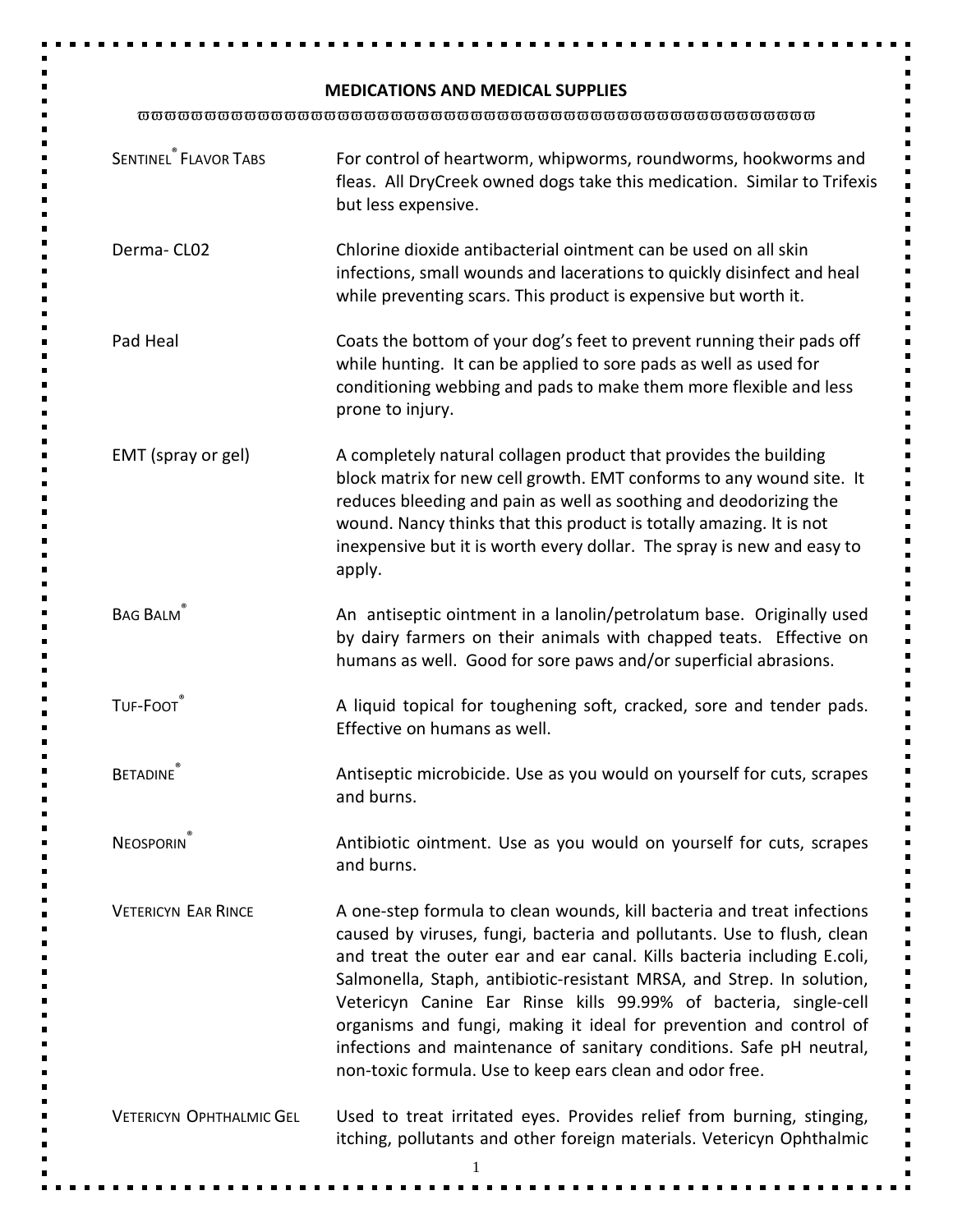# MEDICATIONS AND MEDICAL SUPPLIES

| | |
|---|---|
| SENTINEL® FLAVOR TABS | For control of heartworm, whipworms, roundworms, hookworms and fleas. All DryCreek owned dogs take this medication. Similar to Trifexis but less expensive. |
| Derma- CL02 | Chlorine dioxide antibacterial ointment can be used on all skin infections, small wounds and lacerations to quickly disinfect and heal while preventing scars. This product is expensive but worth it. |
| Pad Heal | Coats the bottom of your dog's feet to prevent running their pads off while hunting. It can be applied to sore pads as well as used for conditioning webbing and pads to make them more flexible and less prone to injury. |
| EMT (spray or gel) | A completely natural collagen product that provides the building block matrix for new cell growth. EMT conforms to any wound site. It reduces bleeding and pain as well as soothing and deodorizing the wound. Nancy thinks that this product is totally amazing. It is not inexpensive but it is worth every dollar. The spray is new and easy to apply. |
| BAG BALM® | An antiseptic ointment in a lanolin/petrolatum base. Originally used by dairy farmers on their animals with chapped teats. Effective on humans as well. Good for sore paws and/or superficial abrasions. |
| TUF-FOOT® | A liquid topical for toughening soft, cracked, sore and tender pads. Effective on humans as well. |
| BETADINE® | Antiseptic microbicide. Use as you would on yourself for cuts, scrapes and burns. |
| NEOSPORIN® | Antibiotic ointment. Use as you would on yourself for cuts, scrapes and burns. |
| VETERICYN EAR RINCE | A one-step formula to clean wounds, kill bacteria and treat infections caused by viruses, fungi, bacteria and pollutants. Use to flush, clean and treat the outer ear and ear canal. Kills bacteria including E.coli, Salmonella, Staph, antibiotic-resistant MRSA, and Strep. In solution, Vetericyn Canine Ear Rinse kills 99.99% of bacteria, single-cell organisms and fungi, making it ideal for prevention and control of infections and maintenance of sanitary conditions. Safe pH neutral, non-toxic formula. Use to keep ears clean and odor free. |
| VETERICYN OPHTHALMIC GEL | Used to treat irritated eyes. Provides relief from burning, stinging, itching, pollutants and other foreign materials. Vetericyn Ophthalmic |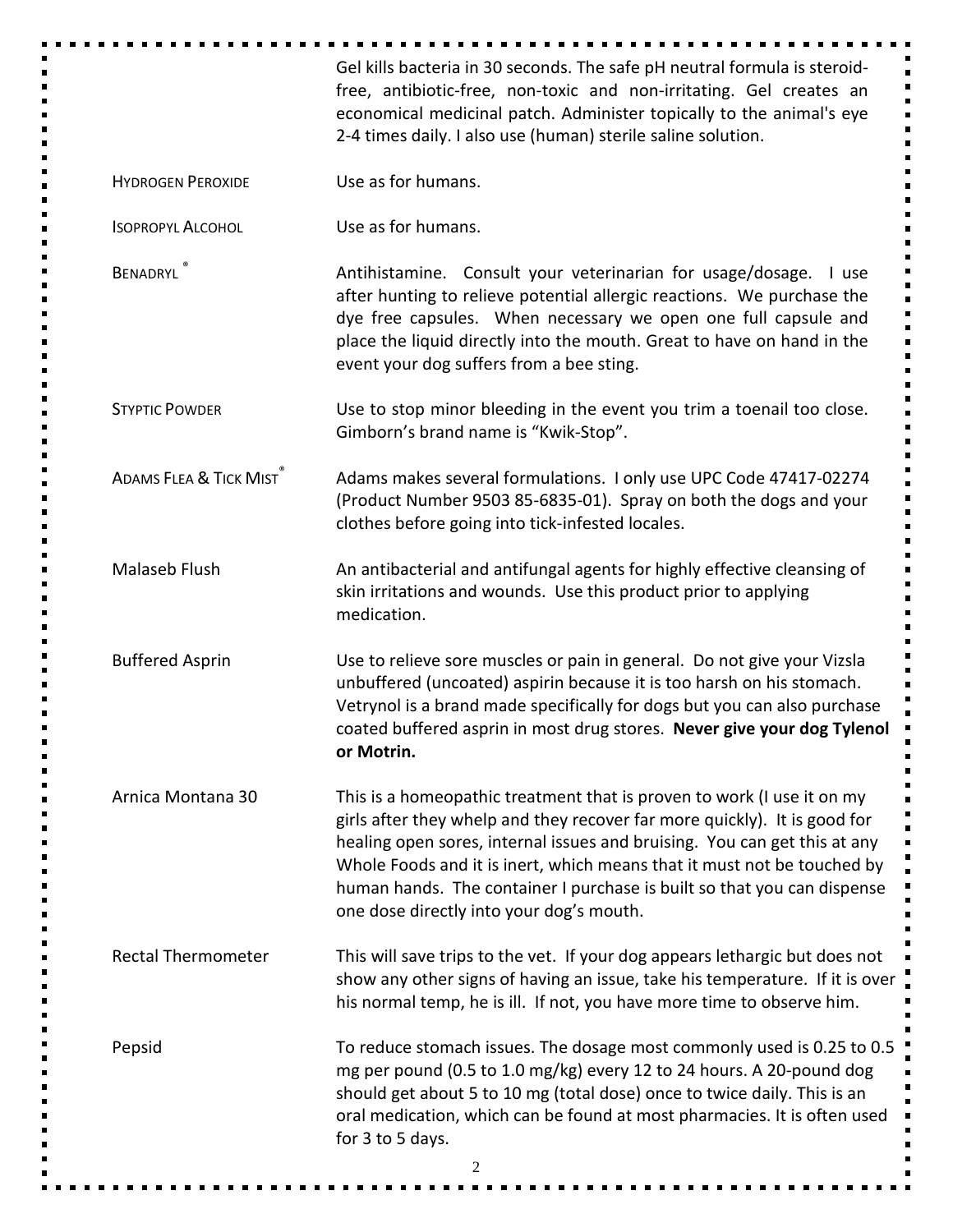| | |
|---|---|
| | Gel kills bacteria in 30 seconds. The safe pH neutral formula is steroid-free, antibiotic-free, non-toxic and non-irritating. Gel creates an economical medicinal patch. Administer topically to the animal's eye 2-4 times daily. I also use (human) sterile saline solution. |
| HYDROGEN PEROXIDE | Use as for humans. |
| ISOPROPYL ALCOHOL | Use as for humans. |
| BENADRYL® | Antihistamine. Consult your veterinarian for usage/dosage. I use after hunting to relieve potential allergic reactions. We purchase the dye free capsules. When necessary we open one full capsule and place the liquid directly into the mouth. Great to have on hand in the event your dog suffers from a bee sting. |
| STYPTIC POWDER | Use to stop minor bleeding in the event you trim a toenail too close. Gimborn's brand name is "Kwik-Stop". |
| ADAMS FLEA & TICK MIST® | Adams makes several formulations. I only use UPC Code 47417-02274 (Product Number 9503 85-6835-01). Spray on both the dogs and your clothes before going into tick-infested locales. |
| Malaseb Flush | An antibacterial and antifungal agents for highly effective cleansing of skin irritations and wounds. Use this product prior to applying medication. |
| Buffered Asprin | Use to relieve sore muscles or pain in general. Do not give your Vizsla unbuffered (uncoated) aspirin because it is too harsh on his stomach. Vetrynol is a brand made specifically for dogs but you can also purchase coated buffered asprin in most drug stores. **Never give your dog Tylenol or Motrin.** |
| Arnica Montana 30 | This is a homeopathic treatment that is proven to work (I use it on my girls after they whelp and they recover far more quickly). It is good for healing open sores, internal issues and bruising. You can get this at any Whole Foods and it is inert, which means that it must not be touched by human hands. The container I purchase is built so that you can dispense one dose directly into your dog's mouth. |
| Rectal Thermometer | This will save trips to the vet. If your dog appears lethargic but does not show any other signs of having an issue, take his temperature. If it is over his normal temp, he is ill. If not, you have more time to observe him. |
| Pepsid | To reduce stomach issues. The dosage most commonly used is 0.25 to 0.5 mg per pound (0.5 to 1.0 mg/kg) every 12 to 24 hours. A 20-pound dog should get about 5 to 10 mg (total dose) once to twice daily. This is an oral medication, which can be found at most pharmacies. It is often used for 3 to 5 days. |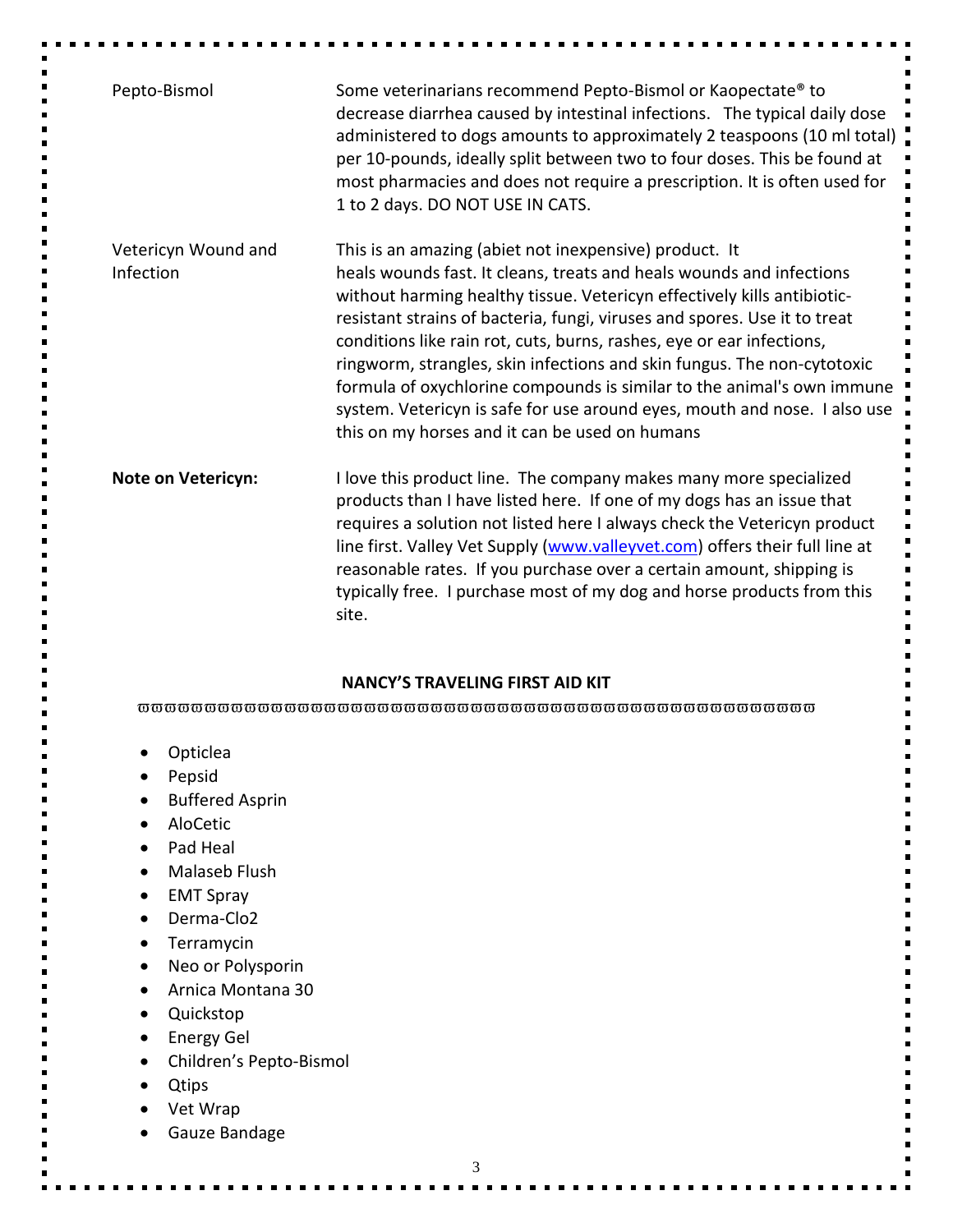| | |
|---|---|
| Pepto-Bismol | Some veterinarians recommend Pepto-Bismol or Kaopectate® to decrease diarrhea caused by intestinal infections. The typical daily dose administered to dogs amounts to approximately 2 teaspoons (10 ml total) per 10-pounds, ideally split between two to four doses. This be found at most pharmacies and does not require a prescription. It is often used for 1 to 2 days. DO NOT USE IN CATS. |
| Vetericyn Wound and Infection | This is an amazing (abiet not inexpensive) product. It heals wounds fast. It cleans, treats and heals wounds and infections without harming healthy tissue. Vetericyn effectively kills antibiotic-resistant strains of bacteria, fungi, viruses and spores. Use it to treat conditions like rain rot, cuts, burns, rashes, eye or ear infections, ringworm, strangles, skin infections and skin fungus. The non-cytotoxic formula of oxychlorine compounds is similar to the animal's own immune system. Vetericyn is safe for use around eyes, mouth and nose. I also use this on my horses and it can be used on humans |
| **Note on Vetericyn:** | I love this product line. The company makes many more specialized products than I have listed here. If one of my dogs has an issue that requires a solution not listed here I always check the Vetericyn product line first. Valley Vet Supply ([www.valleyvet.com](http://www.valleyvet.com)) offers their full line at reasonable rates. If you purchase over a certain amount, shipping is typically free. I purchase most of my dog and horse products from this site. |

## NANCY'S TRAVELING FIRST AID KIT

- Opticlea
- Pepsid
- Buffered Asprin
- AloCetic
- Pad Heal
- Malaseb Flush
- EMT Spray
- Derma-Clo2
- Terramycin
- Neo or Polysporin
- Arnica Montana 30
- Quickstop
- Energy Gel
- Children's Pepto-Bismol
- Qtips
- Vet Wrap
- Gauze Bandage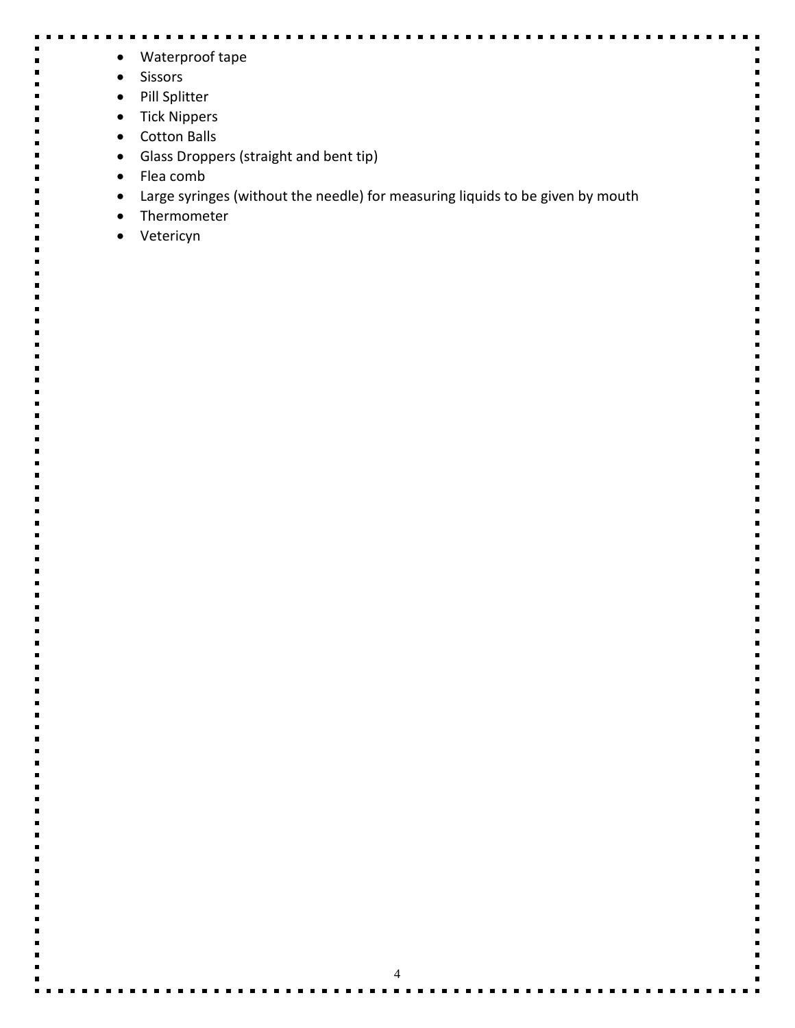- Waterproof tape
- Sissors
- Pill Splitter
- Tick Nippers
- Cotton Balls
- Glass Droppers (straight and bent tip)
- Flea comb
- Large syringes (without the needle) for measuring liquids to be given by mouth
- Thermometer
- Vetericyn